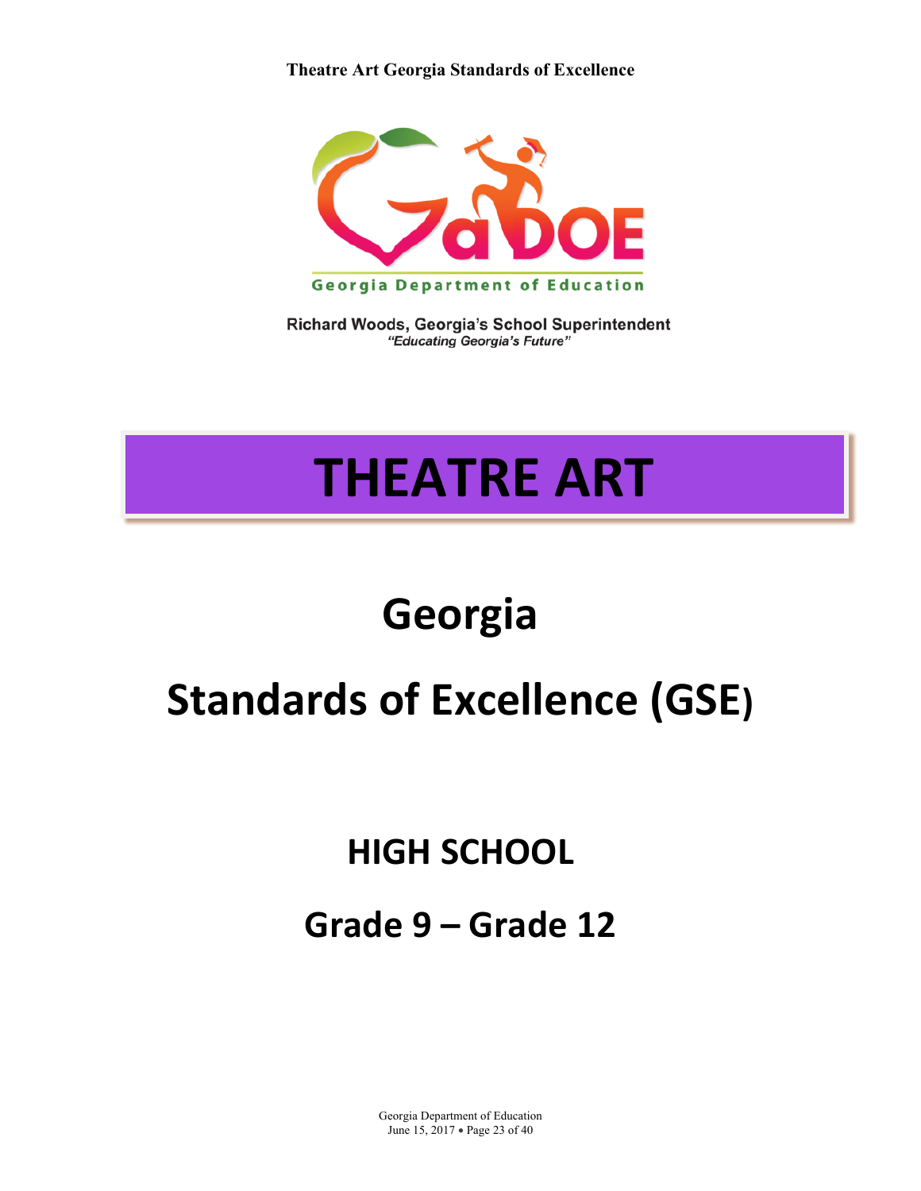Georgia Department of Education

Richard Woods, Georgia's School Superintendent

*"Educating Georgia's Future"*

# THEATRE ART

# Georgia

# Standards of Excellence (GSE)

## HIGH SCHOOL

## Grade 9 – Grade 12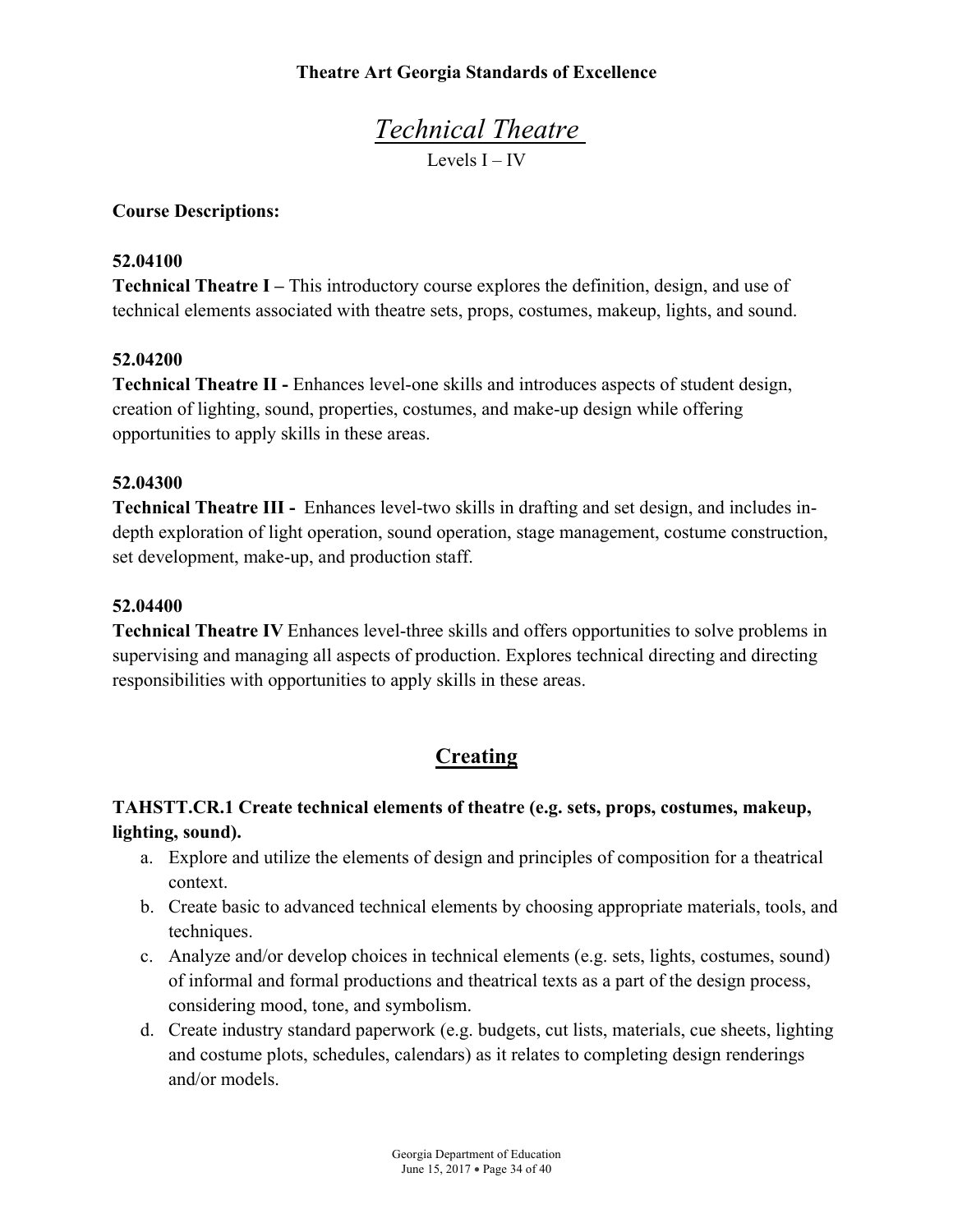**Theatre Art Georgia Standards of Excellence**

# *Technical Theatre*

Levels I – IV

**Course Descriptions:**

**52.04100**
**Technical Theatre I –** This introductory course explores the definition, design, and use of technical elements associated with theatre sets, props, costumes, makeup, lights, and sound.

**52.04200**
**Technical Theatre II -** Enhances level-one skills and introduces aspects of student design, creation of lighting, sound, properties, costumes, and make-up design while offering opportunities to apply skills in these areas.

**52.04300**
**Technical Theatre III -** Enhances level-two skills in drafting and set design, and includes in-depth exploration of light operation, sound operation, stage management, costume construction, set development, make-up, and production staff.

**52.04400**
**Technical Theatre IV** Enhances level-three skills and offers opportunities to solve problems in supervising and managing all aspects of production. Explores technical directing and directing responsibilities with opportunities to apply skills in these areas.

## Creating

**TAHSTT.CR.1 Create technical elements of theatre (e.g. sets, props, costumes, makeup, lighting, sound).**

a. Explore and utilize the elements of design and principles of composition for a theatrical context.
b. Create basic to advanced technical elements by choosing appropriate materials, tools, and techniques.
c. Analyze and/or develop choices in technical elements (e.g. sets, lights, costumes, sound) of informal and formal productions and theatrical texts as a part of the design process, considering mood, tone, and symbolism.
d. Create industry standard paperwork (e.g. budgets, cut lists, materials, cue sheets, lighting and costume plots, schedules, calendars) as it relates to completing design renderings and/or models.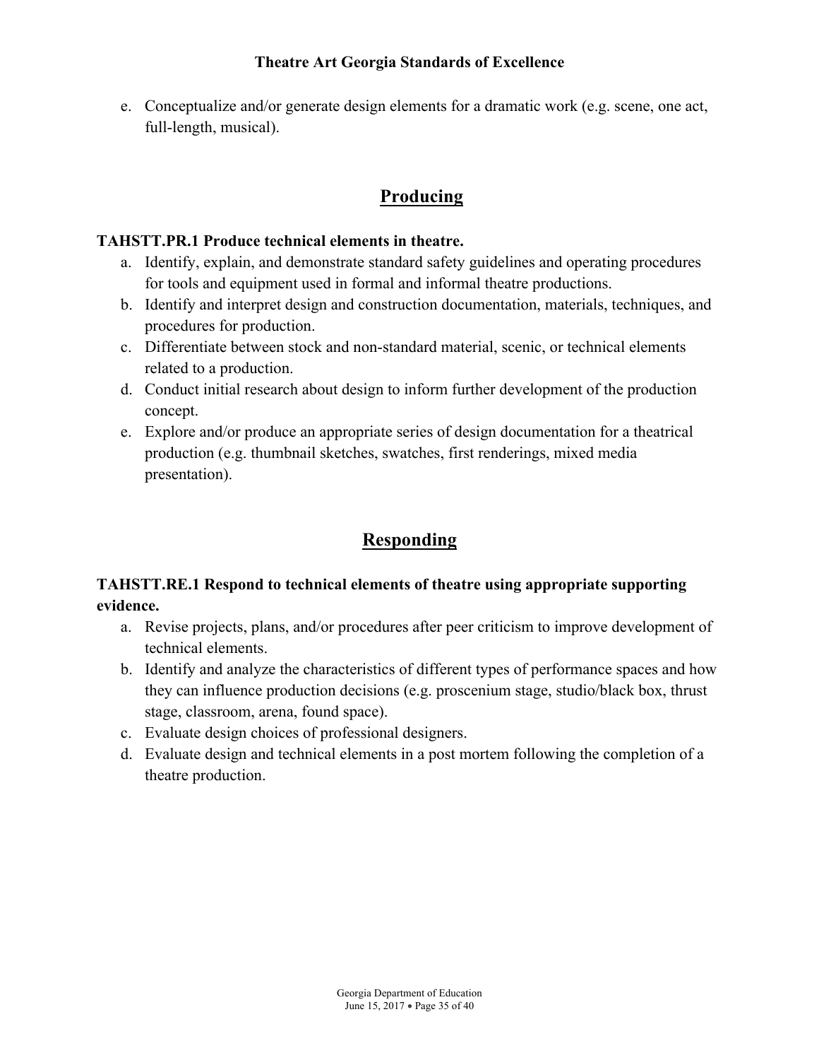e. Conceptualize and/or generate design elements for a dramatic work (e.g. scene, one act, full-length, musical).

## Producing

**TAHSTT.PR.1 Produce technical elements in theatre.**

a. Identify, explain, and demonstrate standard safety guidelines and operating procedures for tools and equipment used in formal and informal theatre productions.
b. Identify and interpret design and construction documentation, materials, techniques, and procedures for production.
c. Differentiate between stock and non-standard material, scenic, or technical elements related to a production.
d. Conduct initial research about design to inform further development of the production concept.
e. Explore and/or produce an appropriate series of design documentation for a theatrical production (e.g. thumbnail sketches, swatches, first renderings, mixed media presentation).

## Responding

**TAHSTT.RE.1 Respond to technical elements of theatre using appropriate supporting evidence.**

a. Revise projects, plans, and/or procedures after peer criticism to improve development of technical elements.
b. Identify and analyze the characteristics of different types of performance spaces and how they can influence production decisions (e.g. proscenium stage, studio/black box, thrust stage, classroom, arena, found space).
c. Evaluate design choices of professional designers.
d. Evaluate design and technical elements in a post mortem following the completion of a theatre production.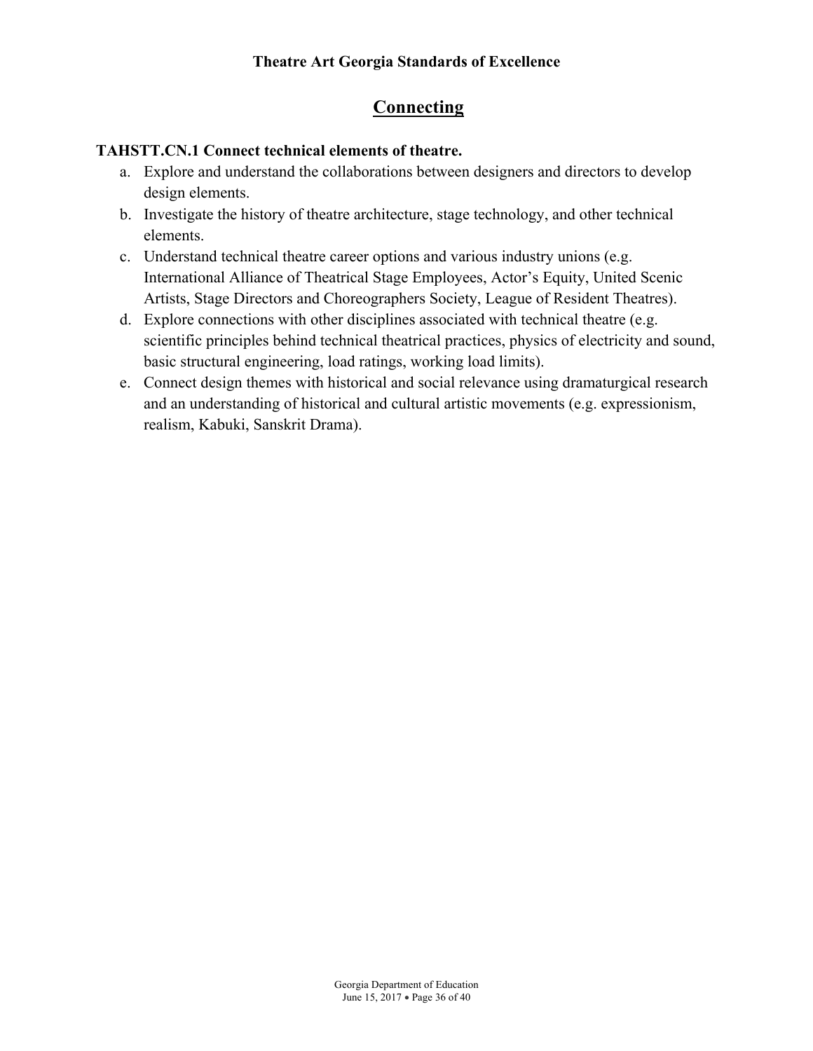## Connecting

**TAHSTT.CN.1 Connect technical elements of theatre.**

a. Explore and understand the collaborations between designers and directors to develop design elements.
b. Investigate the history of theatre architecture, stage technology, and other technical elements.
c. Understand technical theatre career options and various industry unions (e.g. International Alliance of Theatrical Stage Employees, Actor's Equity, United Scenic Artists, Stage Directors and Choreographers Society, League of Resident Theatres).
d. Explore connections with other disciplines associated with technical theatre (e.g. scientific principles behind technical theatrical practices, physics of electricity and sound, basic structural engineering, load ratings, working load limits).
e. Connect design themes with historical and social relevance using dramaturgical research and an understanding of historical and cultural artistic movements (e.g. expressionism, realism, Kabuki, Sanskrit Drama).